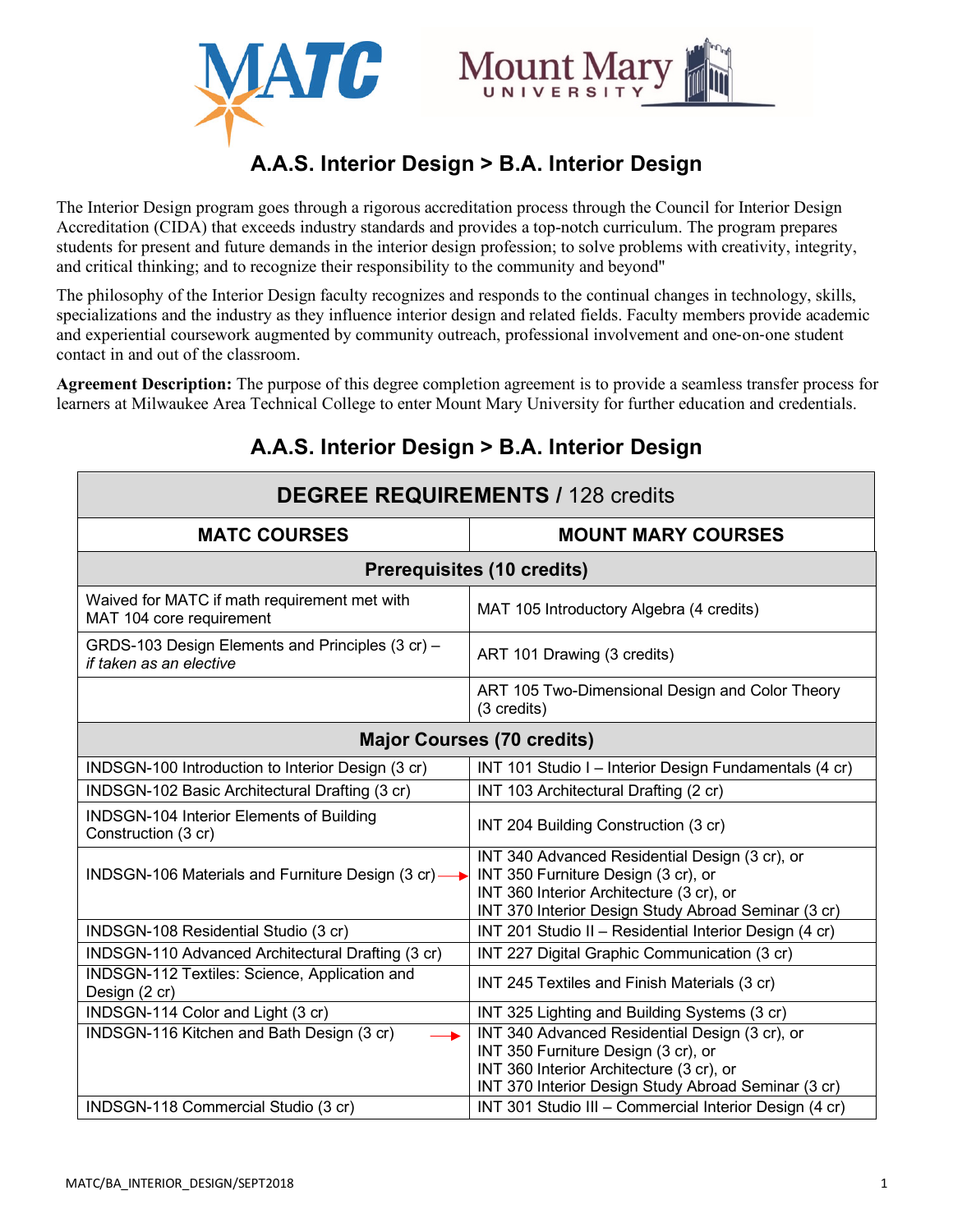# A.A.S. Interior Design > B.A. Interior Design

The Interior Design program goes through a rigorous accreditation process through the Council for Interior Design Accreditation (CIDA) that exceeds industry standards and provides a top-notch curriculum. The program prepares students for present and future demands in the interior design profession; to solve problems with creativity, integrity, and critical thinking; and to recognize their responsibility to the community and beyond"

The philosophy of the Interior Design faculty recognizes and responds to the continual changes in technology, skills, specializations and the industry as they influence interior design and related fields. Faculty members provide academic and experiential coursework augmented by community outreach, professional involvement and one-on-one student contact in and out of the classroom.

**Agreement Description:** The purpose of this degree completion agreement is to provide a seamless transfer process for learners at Milwaukee Area Technical College to enter Mount Mary University for further education and credentials.

## A.A.S. Interior Design > B.A. Interior Design

| **DEGREE REQUIREMENTS / 128 credits** | |
|---|---|
| **MATC COURSES** | **MOUNT MARY COURSES** |
| **Prerequisites (10 credits)** | |
| Waived for MATC if math requirement met with MAT 104 core requirement | MAT 105 Introductory Algebra (4 credits) |
| GRDS-103 Design Elements and Principles (3 cr) – *if taken as an elective* | ART 101 Drawing (3 credits) |
| | ART 105 Two-Dimensional Design and Color Theory (3 credits) |
| **Major Courses (70 credits)** | |
| INDSGN-100 Introduction to Interior Design (3 cr) | INT 101 Studio I – Interior Design Fundamentals (4 cr) |
| INDSGN-102 Basic Architectural Drafting (3 cr) | INT 103 Architectural Drafting (2 cr) |
| INDSGN-104 Interior Elements of Building Construction (3 cr) | INT 204 Building Construction (3 cr) |
| INDSGN-106 Materials and Furniture Design (3 cr) → | INT 340 Advanced Residential Design (3 cr), or INT 350 Furniture Design (3 cr), or INT 360 Interior Architecture (3 cr), or INT 370 Interior Design Study Abroad Seminar (3 cr) |
| INDSGN-108 Residential Studio (3 cr) | INT 201 Studio II – Residential Interior Design (4 cr) |
| INDSGN-110 Advanced Architectural Drafting (3 cr) | INT 227 Digital Graphic Communication (3 cr) |
| INDSGN-112 Textiles: Science, Application and Design (2 cr) | INT 245 Textiles and Finish Materials (3 cr) |
| INDSGN-114 Color and Light (3 cr) | INT 325 Lighting and Building Systems (3 cr) |
| INDSGN-116 Kitchen and Bath Design (3 cr) → | INT 340 Advanced Residential Design (3 cr), or INT 350 Furniture Design (3 cr), or INT 360 Interior Architecture (3 cr), or INT 370 Interior Design Study Abroad Seminar (3 cr) |
| INDSGN-118 Commercial Studio (3 cr) | INT 301 Studio III – Commercial Interior Design (4 cr) |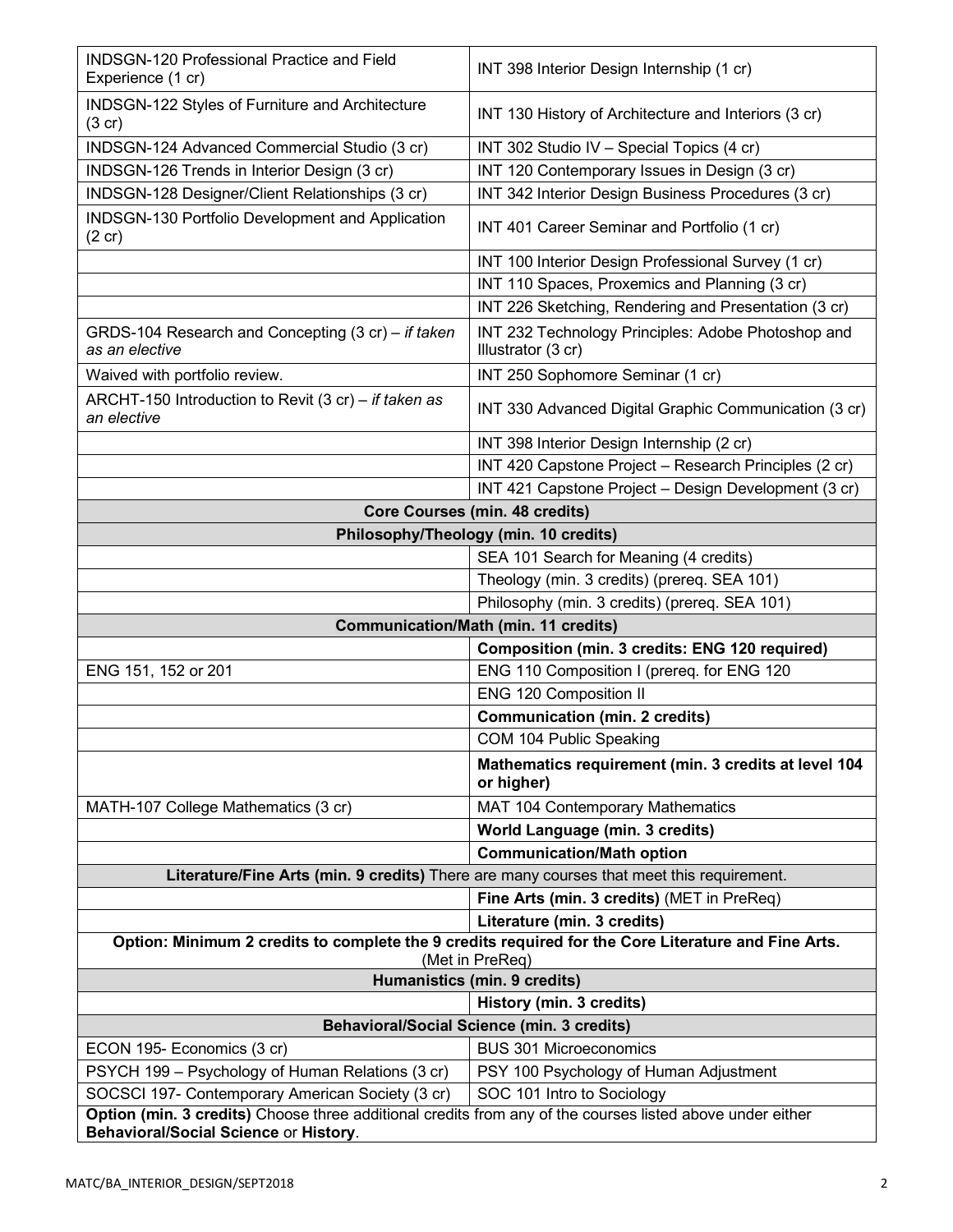| | |
|---|---|
| INDSGN-120 Professional Practice and Field Experience (1 cr) | INT 398 Interior Design Internship (1 cr) |
| INDSGN-122 Styles of Furniture and Architecture (3 cr) | INT 130 History of Architecture and Interiors (3 cr) |
| INDSGN-124 Advanced Commercial Studio (3 cr) | INT 302 Studio IV – Special Topics (4 cr) |
| INDSGN-126 Trends in Interior Design (3 cr) | INT 120 Contemporary Issues in Design (3 cr) |
| INDSGN-128 Designer/Client Relationships (3 cr) | INT 342 Interior Design Business Procedures (3 cr) |
| INDSGN-130 Portfolio Development and Application (2 cr) | INT 401 Career Seminar and Portfolio (1 cr) |
| | INT 100 Interior Design Professional Survey (1 cr) |
| | INT 110 Spaces, Proxemics and Planning (3 cr) |
| | INT 226 Sketching, Rendering and Presentation (3 cr) |
| GRDS-104 Research and Concepting (3 cr) – *if taken as an elective* | INT 232 Technology Principles: Adobe Photoshop and Illustrator (3 cr) |
| Waived with portfolio review. | INT 250 Sophomore Seminar (1 cr) |
| ARCHT-150 Introduction to Revit (3 cr) – *if taken as an elective* | INT 330 Advanced Digital Graphic Communication (3 cr) |
| | INT 398 Interior Design Internship (2 cr) |
| | INT 420 Capstone Project – Research Principles (2 cr) |
| | INT 421 Capstone Project – Design Development (3 cr) |
| **Core Courses (min. 48 credits)** | |
| **Philosophy/Theology (min. 10 credits)** | |
| | SEA 101 Search for Meaning (4 credits) |
| | Theology (min. 3 credits) (prereq. SEA 101) |
| | Philosophy (min. 3 credits) (prereq. SEA 101) |
| **Communication/Math (min. 11 credits)** | |
| | **Composition (min. 3 credits: ENG 120 required)** |
| ENG 151, 152 or 201 | ENG 110 Composition I (prereq. for ENG 120 |
| | ENG 120 Composition II |
| | **Communication (min. 2 credits)** |
| | COM 104 Public Speaking |
| | **Mathematics requirement (min. 3 credits at level 104 or higher)** |
| MATH-107 College Mathematics (3 cr) | MAT 104 Contemporary Mathematics |
| | **World Language (min. 3 credits)** |
| | **Communication/Math option** |
| **Literature/Fine Arts (min. 9 credits)** There are many courses that meet this requirement. | |
| | **Fine Arts (min. 3 credits)** (MET in PreReq) |
| | **Literature (min. 3 credits)** |
| **Option: Minimum 2 credits to complete the 9 credits required for the Core Literature and Fine Arts.** (Met in PreReq) | |
| **Humanistics (min. 9 credits)** | |
| | **History (min. 3 credits)** |
| **Behavioral/Social Science (min. 3 credits)** | |
| ECON 195- Economics (3 cr) | BUS 301 Microeconomics |
| PSYCH 199 – Psychology of Human Relations (3 cr) | PSY 100 Psychology of Human Adjustment |
| SOCSCI 197- Contemporary American Society (3 cr) | SOC 101 Intro to Sociology |
| **Option (min. 3 credits)** Choose three additional credits from any of the courses listed above under either **Behavioral/Social Science** or **History**. | |

MATC/BA_INTERIOR_DESIGN/SEPT2018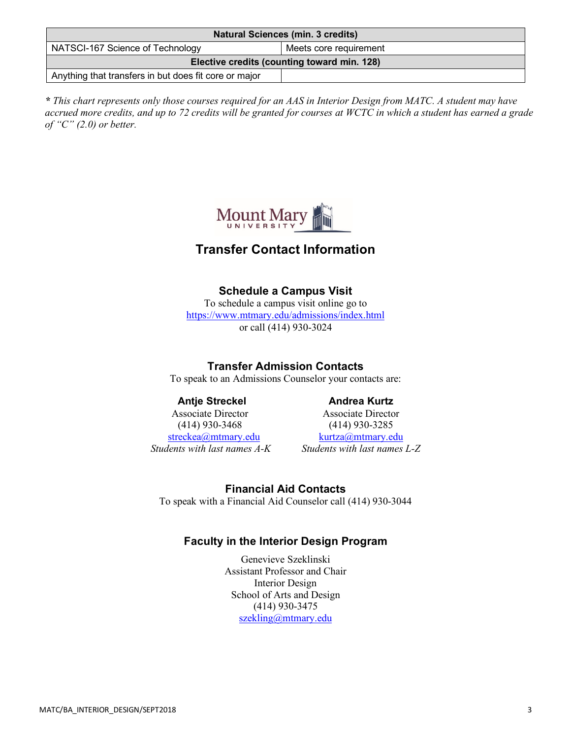| Natural Sciences (min. 3 credits) | |
|---|---|
| NATSCI-167 Science of Technology | Meets core requirement |
| **Elective credits (counting toward min. 128)** | |
| Anything that transfers in but does fit core or major | |

*\* This chart represents only those courses required for an AAS in Interior Design from MATC. A student may have accrued more credits, and up to 72 credits will be granted for courses at WCTC in which a student has earned a grade of "C" (2.0) or better.*

Mount Mary UNIVERSITY

## Transfer Contact Information

### Schedule a Campus Visit

To schedule a campus visit online go to
https://www.mtmary.edu/admissions/index.html
or call (414) 930-3024

### Transfer Admission Contacts

To speak to an Admissions Counselor your contacts are:

**Antje Streckel**
Associate Director
(414) 930-3468
streckea@mtmary.edu
*Students with last names A-K*

**Andrea Kurtz**
Associate Director
(414) 930-3285
kurtza@mtmary.edu
*Students with last names L-Z*

### Financial Aid Contacts

To speak with a Financial Aid Counselor call (414) 930-3044

### Faculty in the Interior Design Program

Genevieve Szeklinski
Assistant Professor and Chair
Interior Design
School of Arts and Design
(414) 930-3475
szekling@mtmary.edu